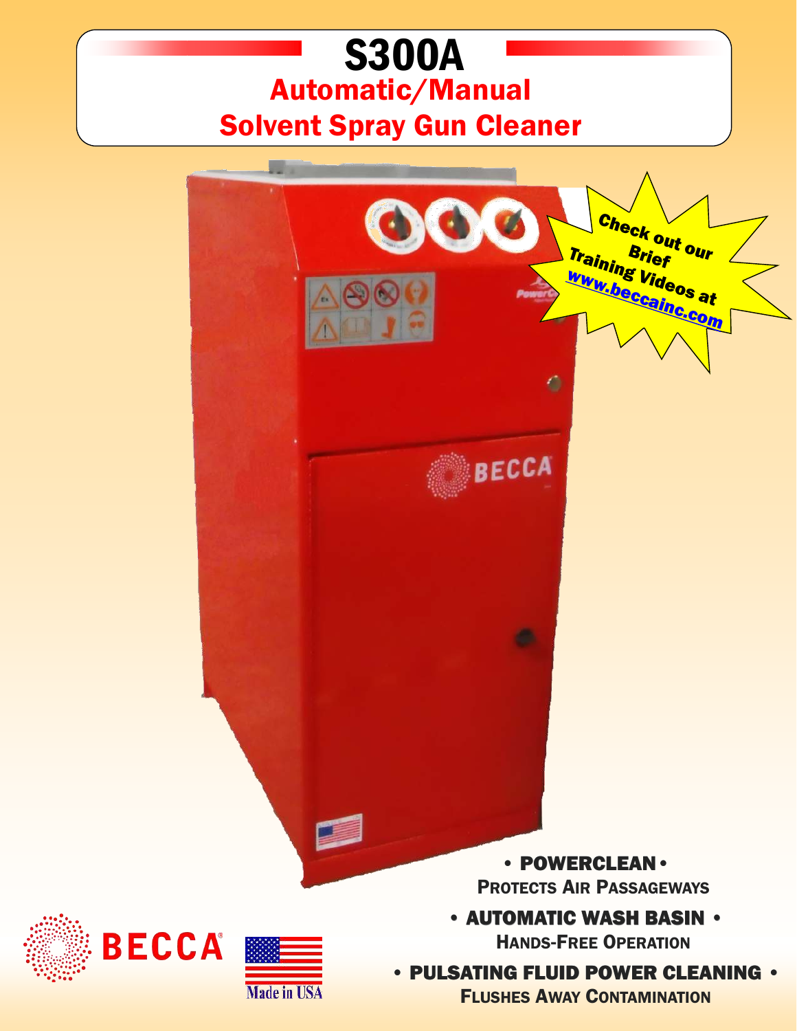# S300A

## Automatic/Manual
## Solvent Spray Gun Cleaner

Check out our Brief Training Videos at www.beccainc.com

• **POWERCLEAN** •
PROTECTS AIR PASSAGEWAYS

• **AUTOMATIC WASH BASIN** •
HANDS-FREE OPERATION

• **PULSATING FLUID POWER CLEANING** •
FLUSHES AWAY CONTAMINATION

BECCA®

Made in USA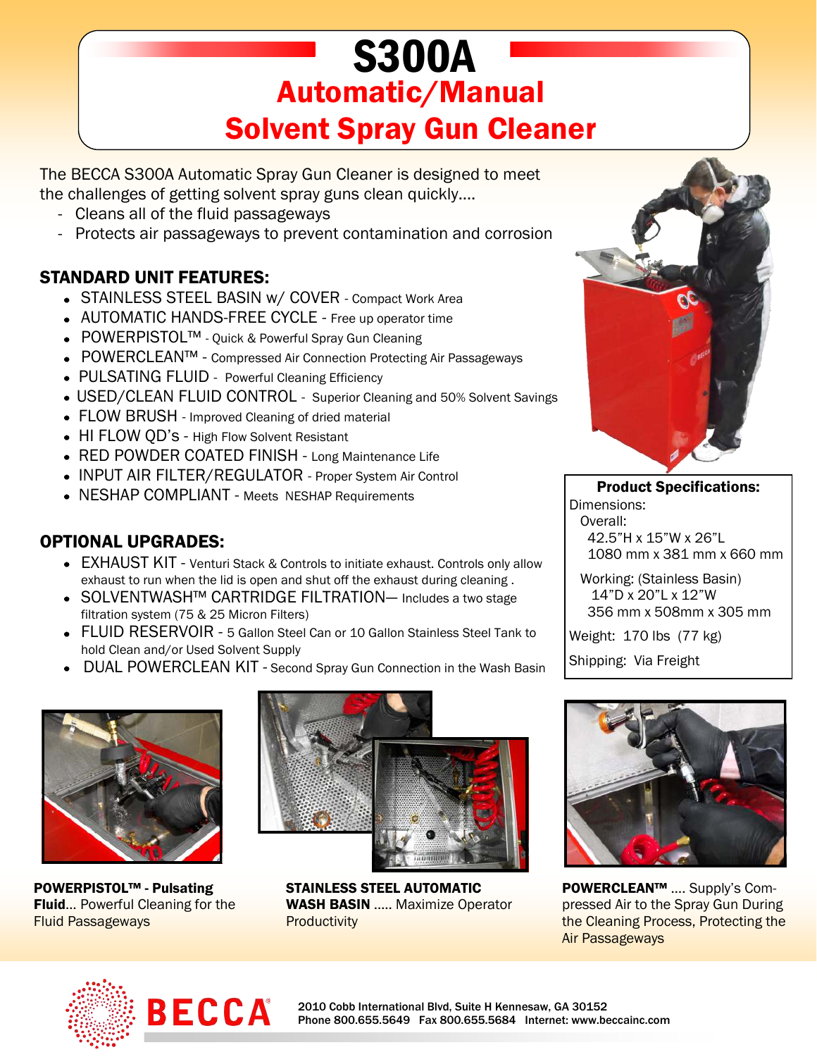# S300A

## Automatic/Manual Solvent Spray Gun Cleaner

The BECCA S300A Automatic Spray Gun Cleaner is designed to meet the challenges of getting solvent spray guns clean quickly....

- Cleans all of the fluid passageways
- Protects air passageways to prevent contamination and corrosion

## STANDARD UNIT FEATURES:

- STAINLESS STEEL BASIN w/ COVER - Compact Work Area
- AUTOMATIC HANDS-FREE CYCLE - Free up operator time
- POWERPISTOL™ - Quick & Powerful Spray Gun Cleaning
- POWERCLEAN™ - Compressed Air Connection Protecting Air Passageways
- PULSATING FLUID - Powerful Cleaning Efficiency
- USED/CLEAN FLUID CONTROL - Superior Cleaning and 50% Solvent Savings
- FLOW BRUSH - Improved Cleaning of dried material
- HI FLOW QD's - High Flow Solvent Resistant
- RED POWDER COATED FINISH - Long Maintenance Life
- INPUT AIR FILTER/REGULATOR - Proper System Air Control
- NESHAP COMPLIANT - Meets NESHAP Requirements

## OPTIONAL UPGRADES:

- EXHAUST KIT - Venturi Stack & Controls to initiate exhaust. Controls only allow exhaust to run when the lid is open and shut off the exhaust during cleaning .
- SOLVENTWASH™ CARTRIDGE FILTRATION— Includes a two stage filtration system (75 & 25 Micron Filters)
- FLUID RESERVOIR - 5 Gallon Steel Can or 10 Gallon Stainless Steel Tank to hold Clean and/or Used Solvent Supply
- DUAL POWERCLEAN KIT - Second Spray Gun Connection in the Wash Basin

**Product Specifications:**

Dimensions:

Overall:
42.5"H x 15"W x 26"L
1080 mm x 381 mm x 660 mm

Working: (Stainless Basin)
14"D x 20"L x 12"W
356 mm x 508mm x 305 mm

Weight: 170 lbs (77 kg)

Shipping: Via Freight

**POWERPISTOL™ - Pulsating Fluid**... Powerful Cleaning for the Fluid Passageways

**STAINLESS STEEL AUTOMATIC WASH BASIN** ..... Maximize Operator Productivity

**POWERCLEAN™** .... Supply's Compressed Air to the Spray Gun During the Cleaning Process, Protecting the Air Passageways

BECCA®

2010 Cobb International Blvd, Suite H Kennesaw, GA 30152
Phone 800.655.5649 Fax 800.655.5684 Internet: www.beccainc.com